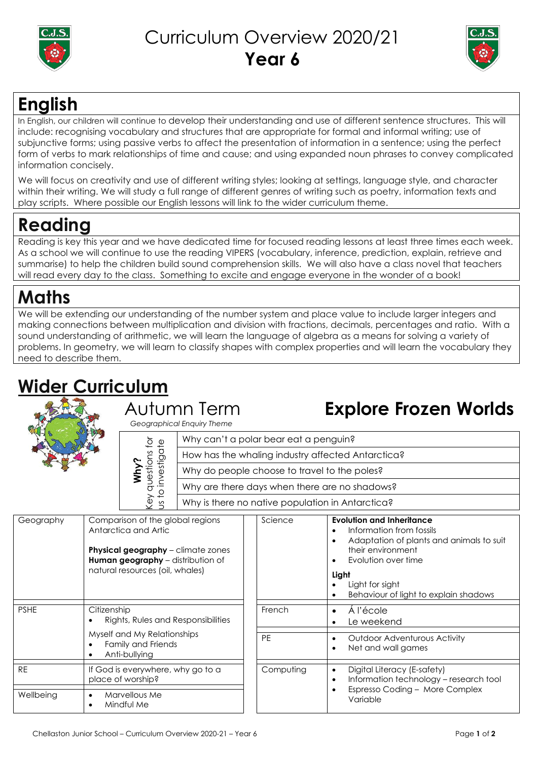# Curriculum Overview 2020/21
# Year 6

## English

In English, our children will continue to develop their understanding and use of different sentence structures. This will include: recognising vocabulary and structures that are appropriate for formal and informal writing; use of subjunctive forms; using passive verbs to affect the presentation of information in a sentence; using the perfect form of verbs to mark relationships of time and cause; and using expanded noun phrases to convey complicated information concisely.

We will focus on creativity and use of different writing styles; looking at settings, language style, and character within their writing. We will study a full range of different genres of writing such as poetry, information texts and play scripts. Where possible our English lessons will link to the wider curriculum theme.

## Reading

Reading is key this year and we have dedicated time for focused reading lessons at least three times each week. As a school we will continue to use the reading VIPERS (vocabulary, inference, prediction, explain, retrieve and summarise) to help the children build sound comprehension skills. We will also have a class novel that teachers will read every day to the class. Something to excite and engage everyone in the wonder of a book!

## Maths

We will be extending our understanding of the number system and place value to include larger integers and making connections between multiplication and division with fractions, decimals, percentages and ratio. With a sound understanding of arithmetic, we will learn the language of algebra as a means for solving a variety of problems. In geometry, we will learn to classify shapes with complex properties and will learn the vocabulary they need to describe them.

## Wider Curriculum

### Autumn Term — Explore Frozen Worlds

*Geographical Enquiry Theme*

**Why?** Key questions for us to investigate

- Why can't a polar bear eat a penguin?
- How has the whaling industry affected Antarctica?
- Why do people choose to travel to the poles?
- Why are there days when there are no shadows?
- Why is there no native population in Antarctica?

| | |
|---|---|
| Geography | Comparison of the global regions Antarctica and Artic<br><br>**Physical geography** – climate zones<br>**Human geography** – distribution of natural resources (oil, whales) |
| PSHE | Citizenship<br>• Rights, Rules and Responsibilities<br>Myself and My Relationships<br>• Family and Friends<br>• Anti-bullying |
| RE | If God is everywhere, why go to a place of worship? |
| Wellbeing | • Marvellous Me<br>• Mindful Me |

| | |
|---|---|
| Science | **Evolution and Inheritance**<br>• Information from fossils<br>• Adaptation of plants and animals to suit their environment<br>• Evolution over time<br>**Light**<br>• Light for sight<br>• Behaviour of light to explain shadows |
| French | • Á l'école<br>• Le weekend |
| PE | • Outdoor Adventurous Activity<br>• Net and wall games |
| Computing | • Digital Literacy (E-safety)<br>• Information technology – research tool<br>• Espresso Coding – More Complex Variable |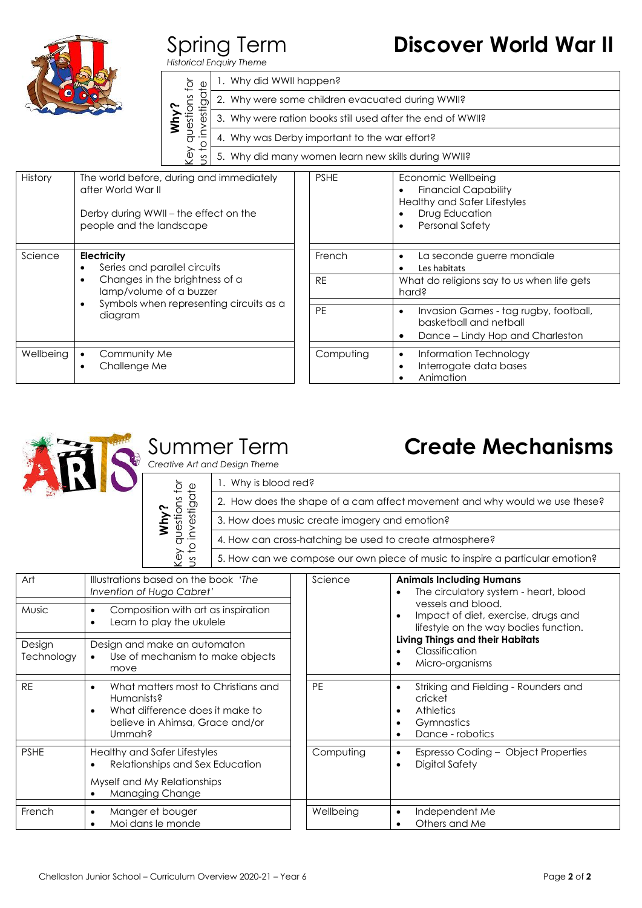# Spring Term

*Historical Enquiry Theme*

## Discover World War II

| Why? Key questions for us to investigate |
|---|
| 1. Why did WWII happen? |
| 2. Why were some children evacuated during WWII? |
| 3. Why were ration books still used after the end of WWII? |
| 4. Why was Derby important to the war effort? |
| 5. Why did many women learn new skills during WWII? |

| | |
|---|---|
| History | The world before, during and immediately after World War II<br><br>Derby during WWII – the effect on the people and the landscape |
| Science | **Electricity**<br>• Series and parallel circuits<br>• Changes in the brightness of a lamp/volume of a buzzer<br>• Symbols when representing circuits as a diagram |
| Wellbeing | • Community Me<br>• Challenge Me |

| | |
|---|---|
| PSHE | Economic Wellbeing<br>• Financial Capability<br>Healthy and Safer Lifestyles<br>• Drug Education<br>• Personal Safety |
| French | • La seconde guerre mondiale<br>• Les habitats |
| RE | What do religions say to us when life gets hard? |
| PE | • Invasion Games - tag rugby, football, basketball and netball<br>• Dance – Lindy Hop and Charleston |
| Computing | • Information Technology<br>• Interrogate data bases<br>• Animation |

# Summer Term

*Creative Art and Design Theme*

## Create Mechanisms

| Why? Key questions for us to investigate |
|---|
| 1. Why is blood red? |
| 2. How does the shape of a cam affect movement and why would we use these? |
| 3. How does music create imagery and emotion? |
| 4. How can cross-hatching be used to create atmosphere? |
| 5. How can we compose our own piece of music to inspire a particular emotion? |

| | |
|---|---|
| Art | Illustrations based on the book *'The Invention of Hugo Cabret'* |
| Music | • Composition with art as inspiration<br>• Learn to play the ukulele |
| Design Technology | Design and make an automaton<br>• Use of mechanism to make objects move |
| RE | • What matters most to Christians and Humanists?<br>• What difference does it make to believe in Ahimsa, Grace and/or Ummah? |
| PSHE | Healthy and Safer Lifestyles<br>• Relationships and Sex Education<br>Myself and My Relationships<br>• Managing Change |
| French | • Manger et bouger<br>• Moi dans le monde |

| | |
|---|---|
| Science | **Animals Including Humans**<br>• The circulatory system - heart, blood vessels and blood.<br>• Impact of diet, exercise, drugs and lifestyle on the way bodies function.<br>**Living Things and their Habitats**<br>• Classification<br>• Micro-organisms |
| PE | • Striking and Fielding - Rounders and cricket<br>• Athletics<br>• Gymnastics<br>• Dance - robotics |
| Computing | • Espresso Coding – Object Properties<br>• Digital Safety |
| Wellbeing | • Independent Me<br>• Others and Me |

Chellaston Junior School – Curriculum Overview 2020-21 – Year 6